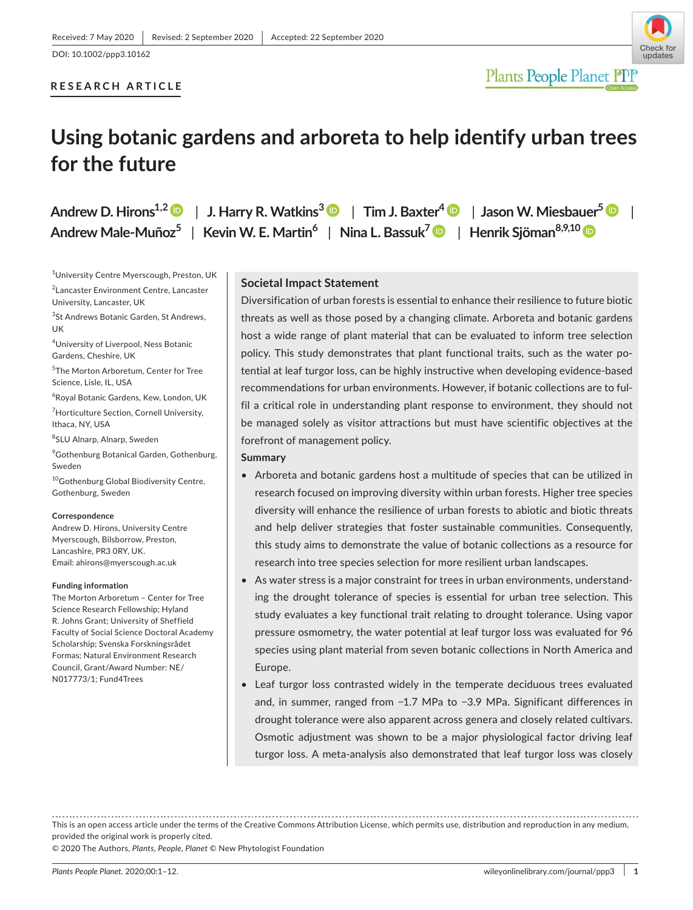Received: 7 May 2020 | Revised: 2 September 2020 | Accepted: 22 September 2020

DOI: 10.1002/ppp3.10162

RESEARCH ARTICLE

# Using botanic gardens and arboreta to help identify urban trees for the future

Andrew D. Hirons[1,2] | J. Harry R. Watkins[3] | Tim J. Baxter[4] | Jason W. Miesbauer[5] | Andrew Male-Muñoz[5] | Kevin W. E. Martin[6] | Nina L. Bassuk[7] | Henrik Sjöman[8,9,10]

[1]University Centre Myerscough, Preston, UK
[2]Lancaster Environment Centre, Lancaster University, Lancaster, UK
[3]St Andrews Botanic Garden, St Andrews, UK
[4]University of Liverpool, Ness Botanic Gardens, Cheshire, UK
[5]The Morton Arboretum, Center for Tree Science, Lisle, IL, USA
[6]Royal Botanic Gardens, Kew, London, UK
[7]Horticulture Section, Cornell University, Ithaca, NY, USA
[8]SLU Alnarp, Alnarp, Sweden
[9]Gothenburg Botanical Garden, Gothenburg, Sweden
[10]Gothenburg Global Biodiversity Centre, Gothenburg, Sweden

**Correspondence**
Andrew D. Hirons, University Centre Myerscough, Bilsborrow, Preston, Lancashire, PR3 0RY, UK.
Email: ahirons@myerscough.ac.uk

**Funding information**
The Morton Arboretum – Center for Tree Science Research Fellowship; Hyland R. Johns Grant; University of Sheffield Faculty of Social Science Doctoral Academy Scholarship; Svenska Forskningsrådet Formas; Natural Environment Research Council, Grant/Award Number: NE/N017773/1; Fund4Trees

## Societal Impact Statement

Diversification of urban forests is essential to enhance their resilience to future biotic threats as well as those posed by a changing climate. Arboreta and botanic gardens host a wide range of plant material that can be evaluated to inform tree selection policy. This study demonstrates that plant functional traits, such as the water potential at leaf turgor loss, can be highly instructive when developing evidence-based recommendations for urban environments. However, if botanic collections are to fulfil a critical role in understanding plant response to environment, they should not be managed solely as visitor attractions but must have scientific objectives at the forefront of management policy.

## Summary

- Arboreta and botanic gardens host a multitude of species that can be utilized in research focused on improving diversity within urban forests. Higher tree species diversity will enhance the resilience of urban forests to abiotic and biotic threats and help deliver strategies that foster sustainable communities. Consequently, this study aims to demonstrate the value of botanic collections as a resource for research into tree species selection for more resilient urban landscapes.
- As water stress is a major constraint for trees in urban environments, understanding the drought tolerance of species is essential for urban tree selection. This study evaluates a key functional trait relating to drought tolerance. Using vapor pressure osmometry, the water potential at leaf turgor loss was evaluated for 96 species using plant material from seven botanic collections in North America and Europe.
- Leaf turgor loss contrasted widely in the temperate deciduous trees evaluated and, in summer, ranged from −1.7 MPa to −3.9 MPa. Significant differences in drought tolerance were also apparent across genera and closely related cultivars. Osmotic adjustment was shown to be a major physiological factor driving leaf turgor loss. A meta-analysis also demonstrated that leaf turgor loss was closely

This is an open access article under the terms of the Creative Commons Attribution License, which permits use, distribution and reproduction in any medium, provided the original work is properly cited.

© 2020 The Authors, *Plants, People, Planet* © New Phytologist Foundation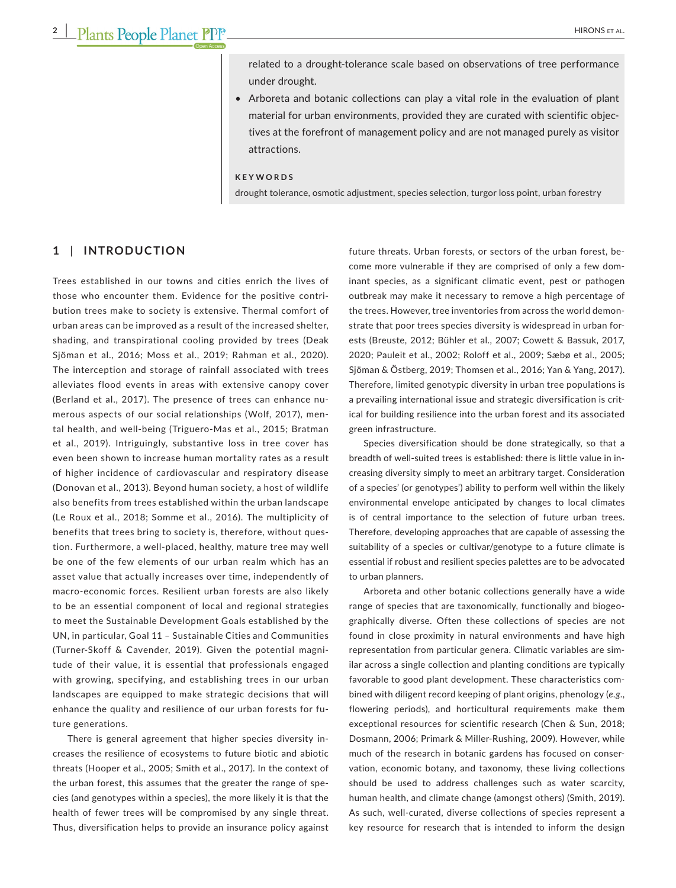related to a drought-tolerance scale based on observations of tree performance under drought.

- Arboreta and botanic collections can play a vital role in the evaluation of plant material for urban environments, provided they are curated with scientific objectives at the forefront of management policy and are not managed purely as visitor attractions.

**KEYWORDS**

drought tolerance, osmotic adjustment, species selection, turgor loss point, urban forestry

## 1 | INTRODUCTION

Trees established in our towns and cities enrich the lives of those who encounter them. Evidence for the positive contribution trees make to society is extensive. Thermal comfort of urban areas can be improved as a result of the increased shelter, shading, and transpirational cooling provided by trees (Deak Sjöman et al., 2016; Moss et al., 2019; Rahman et al., 2020). The interception and storage of rainfall associated with trees alleviates flood events in areas with extensive canopy cover (Berland et al., 2017). The presence of trees can enhance numerous aspects of our social relationships (Wolf, 2017), mental health, and well-being (Triguero-Mas et al., 2015; Bratman et al., 2019). Intriguingly, substantive loss in tree cover has even been shown to increase human mortality rates as a result of higher incidence of cardiovascular and respiratory disease (Donovan et al., 2013). Beyond human society, a host of wildlife also benefits from trees established within the urban landscape (Le Roux et al., 2018; Somme et al., 2016). The multiplicity of benefits that trees bring to society is, therefore, without question. Furthermore, a well-placed, healthy, mature tree may well be one of the few elements of our urban realm which has an asset value that actually increases over time, independently of macro-economic forces. Resilient urban forests are also likely to be an essential component of local and regional strategies to meet the Sustainable Development Goals established by the UN, in particular, Goal 11 – Sustainable Cities and Communities (Turner-Skoff & Cavender, 2019). Given the potential magnitude of their value, it is essential that professionals engaged with growing, specifying, and establishing trees in our urban landscapes are equipped to make strategic decisions that will enhance the quality and resilience of our urban forests for future generations.

There is general agreement that higher species diversity increases the resilience of ecosystems to future biotic and abiotic threats (Hooper et al., 2005; Smith et al., 2017). In the context of the urban forest, this assumes that the greater the range of species (and genotypes within a species), the more likely it is that the health of fewer trees will be compromised by any single threat. Thus, diversification helps to provide an insurance policy against future threats. Urban forests, or sectors of the urban forest, become more vulnerable if they are comprised of only a few dominant species, as a significant climatic event, pest or pathogen outbreak may make it necessary to remove a high percentage of the trees. However, tree inventories from across the world demonstrate that poor trees species diversity is widespread in urban forests (Breuste, 2012; Bühler et al., 2007; Cowett & Bassuk, 2017, 2020; Pauleit et al., 2002; Roloff et al., 2009; Sæbø et al., 2005; Sjöman & Östberg, 2019; Thomsen et al., 2016; Yan & Yang, 2017). Therefore, limited genotypic diversity in urban tree populations is a prevailing international issue and strategic diversification is critical for building resilience into the urban forest and its associated green infrastructure.

Species diversification should be done strategically, so that a breadth of well-suited trees is established: there is little value in increasing diversity simply to meet an arbitrary target. Consideration of a species' (or genotypes') ability to perform well within the likely environmental envelope anticipated by changes to local climates is of central importance to the selection of future urban trees. Therefore, developing approaches that are capable of assessing the suitability of a species or cultivar/genotype to a future climate is essential if robust and resilient species palettes are to be advocated to urban planners.

Arboreta and other botanic collections generally have a wide range of species that are taxonomically, functionally and biogeographically diverse. Often these collections of species are not found in close proximity in natural environments and have high representation from particular genera. Climatic variables are similar across a single collection and planting conditions are typically favorable to good plant development. These characteristics combined with diligent record keeping of plant origins, phenology (*e.g.*, flowering periods), and horticultural requirements make them exceptional resources for scientific research (Chen & Sun, 2018; Dosmann, 2006; Primark & Miller-Rushing, 2009). However, while much of the research in botanic gardens has focused on conservation, economic botany, and taxonomy, these living collections should be used to address challenges such as water scarcity, human health, and climate change (amongst others) (Smith, 2019). As such, well-curated, diverse collections of species represent a key resource for research that is intended to inform the design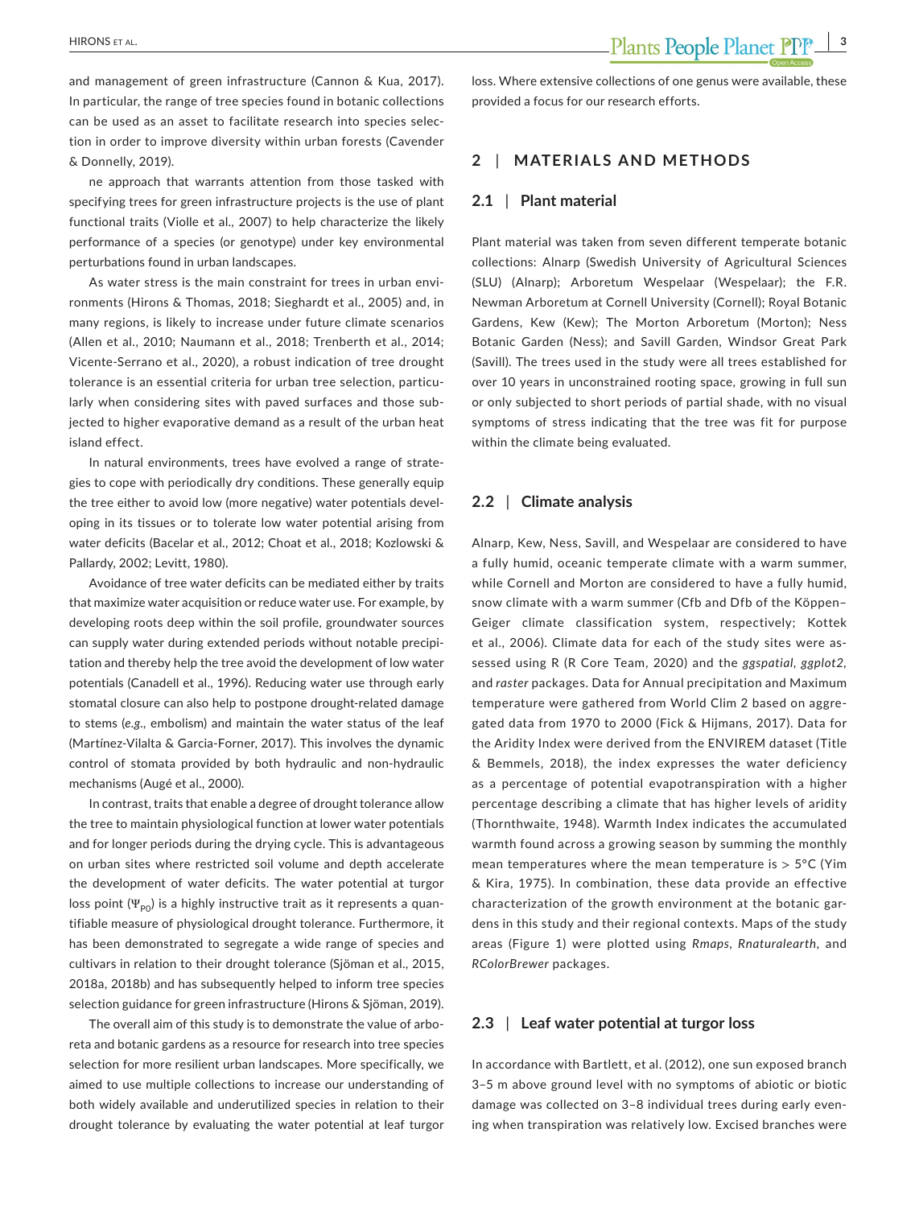and management of green infrastructure (Cannon & Kua, 2017). In particular, the range of tree species found in botanic collections can be used as an asset to facilitate research into species selection in order to improve diversity within urban forests (Cavender & Donnelly, 2019).

ne approach that warrants attention from those tasked with specifying trees for green infrastructure projects is the use of plant functional traits (Violle et al., 2007) to help characterize the likely performance of a species (or genotype) under key environmental perturbations found in urban landscapes.

As water stress is the main constraint for trees in urban environments (Hirons & Thomas, 2018; Sieghardt et al., 2005) and, in many regions, is likely to increase under future climate scenarios (Allen et al., 2010; Naumann et al., 2018; Trenberth et al., 2014; Vicente-Serrano et al., 2020), a robust indication of tree drought tolerance is an essential criteria for urban tree selection, particularly when considering sites with paved surfaces and those subjected to higher evaporative demand as a result of the urban heat island effect.

In natural environments, trees have evolved a range of strategies to cope with periodically dry conditions. These generally equip the tree either to avoid low (more negative) water potentials developing in its tissues or to tolerate low water potential arising from water deficits (Bacelar et al., 2012; Choat et al., 2018; Kozlowski & Pallardy, 2002; Levitt, 1980).

Avoidance of tree water deficits can be mediated either by traits that maximize water acquisition or reduce water use. For example, by developing roots deep within the soil profile, groundwater sources can supply water during extended periods without notable precipitation and thereby help the tree avoid the development of low water potentials (Canadell et al., 1996). Reducing water use through early stomatal closure can also help to postpone drought-related damage to stems (*e.g.*, embolism) and maintain the water status of the leaf (Martínez-Vilalta & Garcia-Forner, 2017). This involves the dynamic control of stomata provided by both hydraulic and non-hydraulic mechanisms (Augé et al., 2000).

In contrast, traits that enable a degree of drought tolerance allow the tree to maintain physiological function at lower water potentials and for longer periods during the drying cycle. This is advantageous on urban sites where restricted soil volume and depth accelerate the development of water deficits. The water potential at turgor loss point ($\Psi_{P0}$) is a highly instructive trait as it represents a quantifiable measure of physiological drought tolerance. Furthermore, it has been demonstrated to segregate a wide range of species and cultivars in relation to their drought tolerance (Sjöman et al., 2015, 2018a, 2018b) and has subsequently helped to inform tree species selection guidance for green infrastructure (Hirons & Sjöman, 2019).

The overall aim of this study is to demonstrate the value of arboreta and botanic gardens as a resource for research into tree species selection for more resilient urban landscapes. More specifically, we aimed to use multiple collections to increase our understanding of both widely available and underutilized species in relation to their drought tolerance by evaluating the water potential at leaf turgor loss. Where extensive collections of one genus were available, these provided a focus for our research efforts.

## 2 | MATERIALS AND METHODS

### 2.1 | Plant material

Plant material was taken from seven different temperate botanic collections: Alnarp (Swedish University of Agricultural Sciences (SLU) (Alnarp); Arboretum Wespelaar (Wespelaar); the F.R. Newman Arboretum at Cornell University (Cornell); Royal Botanic Gardens, Kew (Kew); The Morton Arboretum (Morton); Ness Botanic Garden (Ness); and Savill Garden, Windsor Great Park (Savill). The trees used in the study were all trees established for over 10 years in unconstrained rooting space, growing in full sun or only subjected to short periods of partial shade, with no visual symptoms of stress indicating that the tree was fit for purpose within the climate being evaluated.

### 2.2 | Climate analysis

Alnarp, Kew, Ness, Savill, and Wespelaar are considered to have a fully humid, oceanic temperate climate with a warm summer, while Cornell and Morton are considered to have a fully humid, snow climate with a warm summer (Cfb and Dfb of the Köppen–Geiger climate classification system, respectively; Kottek et al., 2006). Climate data for each of the study sites were assessed using R (R Core Team, 2020) and the *ggspatial*, *ggplot2*, and *raster* packages. Data for Annual precipitation and Maximum temperature were gathered from World Clim 2 based on aggregated data from 1970 to 2000 (Fick & Hijmans, 2017). Data for the Aridity Index were derived from the ENVIREM dataset (Title & Bemmels, 2018), the index expresses the water deficiency as a percentage of potential evapotranspiration with a higher percentage describing a climate that has higher levels of aridity (Thornthwaite, 1948). Warmth Index indicates the accumulated warmth found across a growing season by summing the monthly mean temperatures where the mean temperature is > 5°C (Yim & Kira, 1975). In combination, these data provide an effective characterization of the growth environment at the botanic gardens in this study and their regional contexts. Maps of the study areas (Figure 1) were plotted using *Rmaps*, *Rnaturalearth*, and *RColorBrewer* packages.

### 2.3 | Leaf water potential at turgor loss

In accordance with Bartlett, et al. (2012), one sun exposed branch 3–5 m above ground level with no symptoms of abiotic or biotic damage was collected on 3–8 individual trees during early evening when transpiration was relatively low. Excised branches were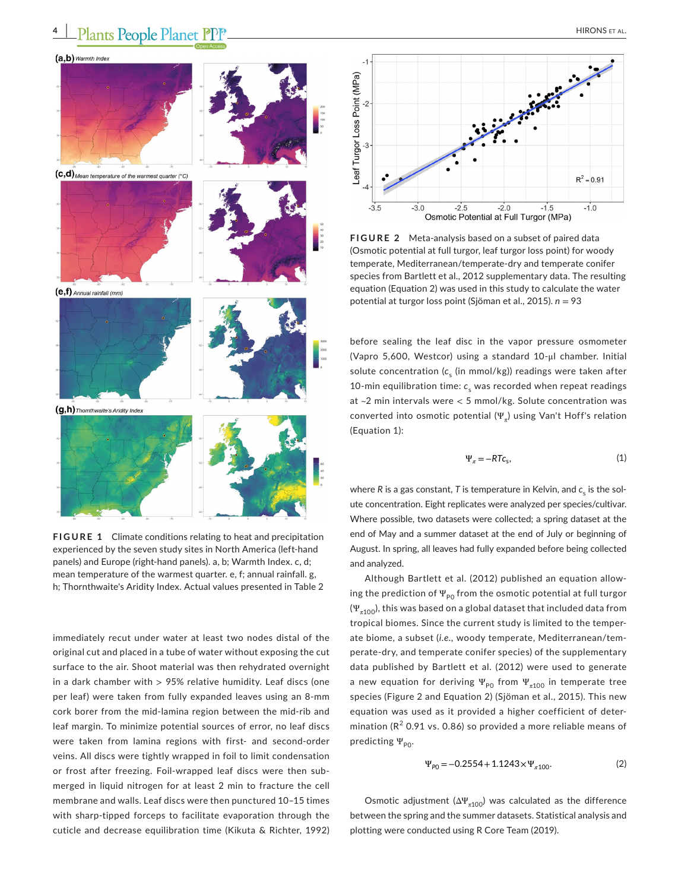(a,b) Warmth Index

(c,d) Mean temperature of the warmest quarter (°C)

(e,f) Annual rainfall (mm)

(g,h) Thornthwaite's Aridity Index

**FIGURE 1** Climate conditions relating to heat and precipitation experienced by the seven study sites in North America (left-hand panels) and Europe (right-hand panels). a, b; Warmth Index. c, d; mean temperature of the warmest quarter. e, f; annual rainfall. g, h; Thornthwaite's Aridity Index. Actual values presented in Table 2

Leaf Turgor Loss Point (MPa)

Osmotic Potential at Full Turgor (MPa)

$R^2 = 0.91$

**FIGURE 2** Meta-analysis based on a subset of paired data (Osmotic potential at full turgor, leaf turgor loss point) for woody temperate, Mediterranean/temperate-dry and temperate conifer species from Bartlett et al., 2012 supplementary data. The resulting equation (Equation 2) was used in this study to calculate the water potential at turgor loss point (Sjöman et al., 2015). $n = 93$

immediately recut under water at least two nodes distal of the original cut and placed in a tube of water without exposing the cut surface to the air. Shoot material was then rehydrated overnight in a dark chamber with > 95% relative humidity. Leaf discs (one per leaf) were taken from fully expanded leaves using an 8-mm cork borer from the mid-lamina region between the mid-rib and leaf margin. To minimize potential sources of error, no leaf discs were taken from lamina regions with first- and second-order veins. All discs were tightly wrapped in foil to limit condensation or frost after freezing. Foil-wrapped leaf discs were then submerged in liquid nitrogen for at least 2 min to fracture the cell membrane and walls. Leaf discs were then punctured 10–15 times with sharp-tipped forceps to facilitate evaporation through the cuticle and decrease equilibration time (Kikuta & Richter, 1992) before sealing the leaf disc in the vapor pressure osmometer (Vapro 5,600, Westcor) using a standard 10-µl chamber. Initial solute concentration ($c_s$ (in mmol/kg)) readings were taken after 10-min equilibration time: $c_s$ was recorded when repeat readings at ~2 min intervals were < 5 mmol/kg. Solute concentration was converted into osmotic potential ($\Psi_\pi$) using Van't Hoff's relation (Equation 1):

$$\Psi_\pi = -RTc_s, \tag{1}$$

where $R$ is a gas constant, $T$ is temperature in Kelvin, and $c_s$ is the solute concentration. Eight replicates were analyzed per species/cultivar. Where possible, two datasets were collected; a spring dataset at the end of May and a summer dataset at the end of July or beginning of August. In spring, all leaves had fully expanded before being collected and analyzed.

Although Bartlett et al. (2012) published an equation allowing the prediction of $\Psi_{P0}$ from the osmotic potential at full turgor ($\Psi_{\pi100}$), this was based on a global dataset that included data from tropical biomes. Since the current study is limited to the temperate biome, a subset (*i.e.*, woody temperate, Mediterranean/temperate-dry, and temperate conifer species) of the supplementary data published by Bartlett et al. (2012) were used to generate a new equation for deriving $\Psi_{P0}$ from $\Psi_{\pi100}$ in temperate tree species (Figure 2 and Equation 2) (Sjöman et al., 2015). This new equation was used as it provided a higher coefficient of determination ($R^2$ 0.91 vs. 0.86) so provided a more reliable means of predicting $\Psi_{P0}$.

$$\Psi_{P0} = -0.2554 + 1.1243 \times \Psi_{\pi100}. \tag{2}$$

Osmotic adjustment ($\Delta\Psi_{\pi100}$) was calculated as the difference between the spring and the summer datasets. Statistical analysis and plotting were conducted using R Core Team (2019).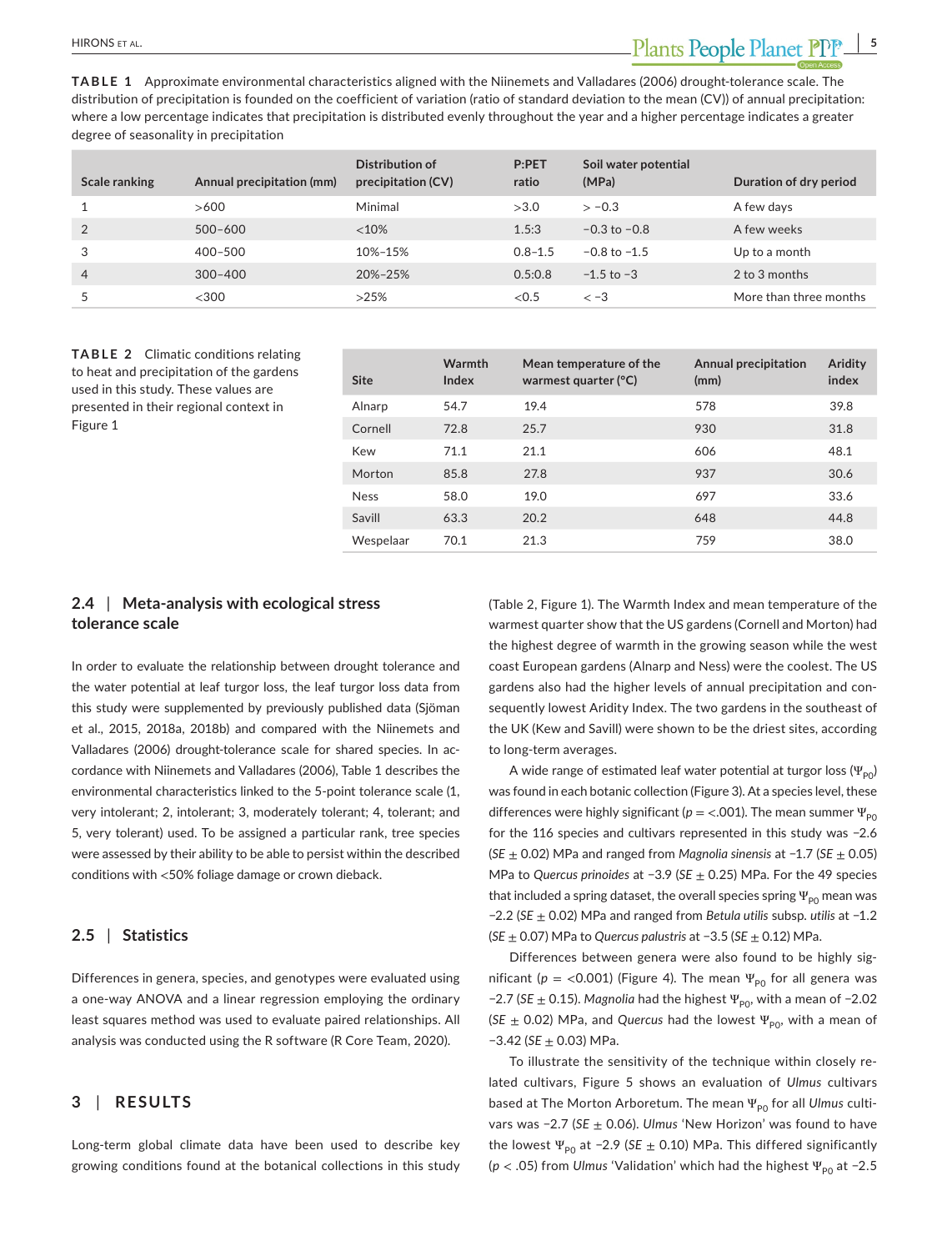**TABLE 1** Approximate environmental characteristics aligned with the Niinemets and Valladares (2006) drought-tolerance scale. The distribution of precipitation is founded on the coefficient of variation (ratio of standard deviation to the mean (CV)) of annual precipitation: where a low percentage indicates that precipitation is distributed evenly throughout the year and a higher percentage indicates a greater degree of seasonality in precipitation

| Scale ranking | Annual precipitation (mm) | Distribution of precipitation (CV) | P:PET ratio | Soil water potential (MPa) | Duration of dry period |
|---|---|---|---|---|---|
| 1 | >600 | Minimal | >3.0 | > −0.3 | A few days |
| 2 | 500–600 | <10% | 1.5:3 | −0.3 to −0.8 | A few weeks |
| 3 | 400–500 | 10%–15% | 0.8–1.5 | −0.8 to −1.5 | Up to a month |
| 4 | 300–400 | 20%–25% | 0.5:0.8 | −1.5 to −3 | 2 to 3 months |
| 5 | <300 | >25% | <0.5 | < −3 | More than three months |

**TABLE 2** Climatic conditions relating to heat and precipitation of the gardens used in this study. These values are presented in their regional context in Figure 1

| Site | Warmth Index | Mean temperature of the warmest quarter (°C) | Annual precipitation (mm) | Aridity index |
|---|---|---|---|---|
| Alnarp | 54.7 | 19.4 | 578 | 39.8 |
| Cornell | 72.8 | 25.7 | 930 | 31.8 |
| Kew | 71.1 | 21.1 | 606 | 48.1 |
| Morton | 85.8 | 27.8 | 937 | 30.6 |
| Ness | 58.0 | 19.0 | 697 | 33.6 |
| Savill | 63.3 | 20.2 | 648 | 44.8 |
| Wespelaar | 70.1 | 21.3 | 759 | 38.0 |

### 2.4 | Meta-analysis with ecological stress tolerance scale

In order to evaluate the relationship between drought tolerance and the water potential at leaf turgor loss, the leaf turgor loss data from this study were supplemented by previously published data (Sjöman et al., 2015, 2018a, 2018b) and compared with the Niinemets and Valladares (2006) drought-tolerance scale for shared species. In accordance with Niinemets and Valladares (2006), Table 1 describes the environmental characteristics linked to the 5-point tolerance scale (1, very intolerant; 2, intolerant; 3, moderately tolerant; 4, tolerant; and 5, very tolerant) used. To be assigned a particular rank, tree species were assessed by their ability to be able to persist within the described conditions with <50% foliage damage or crown dieback.

### 2.5 | Statistics

Differences in genera, species, and genotypes were evaluated using a one-way ANOVA and a linear regression employing the ordinary least squares method was used to evaluate paired relationships. All analysis was conducted using the R software (R Core Team, 2020).

## 3 | RESULTS

Long-term global climate data have been used to describe key growing conditions found at the botanical collections in this study (Table 2, Figure 1). The Warmth Index and mean temperature of the warmest quarter show that the US gardens (Cornell and Morton) had the highest degree of warmth in the growing season while the west coast European gardens (Alnarp and Ness) were the coolest. The US gardens also had the higher levels of annual precipitation and consequently lowest Aridity Index. The two gardens in the southeast of the UK (Kew and Savill) were shown to be the driest sites, according to long-term averages.

A wide range of estimated leaf water potential at turgor loss ($\Psi_{P0}$) was found in each botanic collection (Figure 3). At a species level, these differences were highly significant ($p = <.001$). The mean summer $\Psi_{P0}$ for the 116 species and cultivars represented in this study was −2.6 ($SE \pm$ 0.02) MPa and ranged from *Magnolia sinensis* at −1.7 ($SE \pm$ 0.05) MPa to *Quercus prinoides* at −3.9 ($SE \pm$ 0.25) MPa. For the 49 species that included a spring dataset, the overall species spring $\Psi_{P0}$ mean was −2.2 ($SE \pm$ 0.02) MPa and ranged from *Betula utilis* subsp. *utilis* at −1.2 ($SE \pm$ 0.07) MPa to *Quercus palustris* at −3.5 ($SE \pm$ 0.12) MPa.

Differences between genera were also found to be highly significant ($p = <0.001$) (Figure 4). The mean $\Psi_{P0}$ for all genera was −2.7 ($SE \pm$ 0.15). *Magnolia* had the highest $\Psi_{P0}$, with a mean of −2.02 ($SE \pm$ 0.02) MPa, and *Quercus* had the lowest $\Psi_{P0}$, with a mean of −3.42 ($SE \pm$ 0.03) MPa.

To illustrate the sensitivity of the technique within closely related cultivars, Figure 5 shows an evaluation of *Ulmus* cultivars based at The Morton Arboretum. The mean $\Psi_{P0}$ for all *Ulmus* cultivars was −2.7 ($SE \pm$ 0.06). *Ulmus* 'New Horizon' was found to have the lowest $\Psi_{P0}$ at −2.9 ($SE \pm$ 0.10) MPa. This differed significantly ($p < .05$) from *Ulmus* 'Validation' which had the highest $\Psi_{P0}$ at −2.5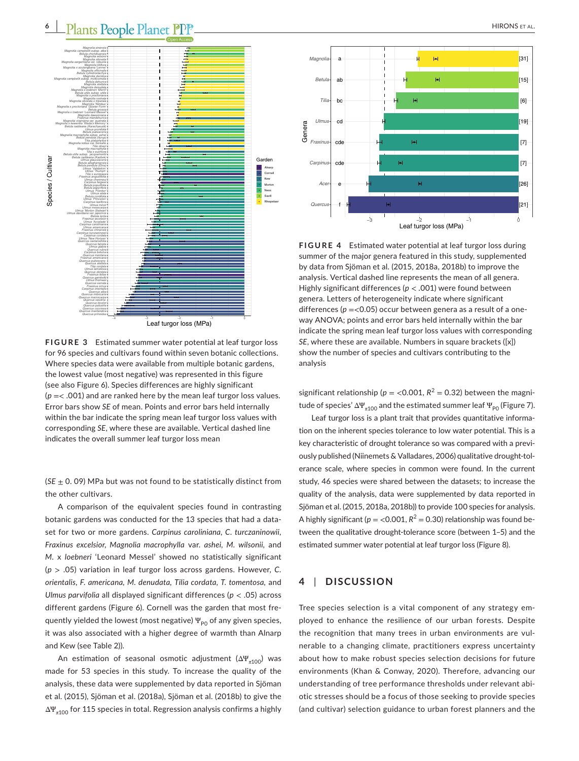Magnolia sinensis
Magnolia campbellii subsp. alba
Betula chichibuensis
Magnolia wilsonii
Magnolia obovata
Magnolia sargentiana var. robusta
Magnolia liliflora
Magnolia x soulangeana 'Lennei'
Magnolia officinalis
Betula cylindrostachya
Magnolia decidua
Magnolia campbellii subsp. mollicomata
Betula dahurica
Magnolia stellata
Magnolia denudata
Magnolia x loebneri 'Merrill'
Betula utilis subsp. utilis
Magnolia x proctoriana
Magnolia rostrata
Magnolia obovata x tripetala
Magnolia 'Ambus'
Magnolia x proctoriana 'Golden Form'
Betula grossa
Magnolia x loebneri 'Leonard Messel'
Magnolia dawsoniana
Fraxinus mandshurica
Magnolia virginiana var. australis
Magnolia x kewensis 'Wada's Memory'
Betula raddeana (Karachayeak)
Ulmus pumila
Betula pubescens
Magnolia macrophylla subsp. ashei
Betula pendula (Yunqi)
Tilia platyphyllos
Magnolia kobus var. borealis
Tilia oliveri
Magnolia macrophylla
Tilia x euchlora
Betula utilis subsp. jacquemontii
Betula raddeana (Kazbek)
Ulmus glaucescens
Betula alleghaniensis
Betula pendula (Elma)
Ulmus 'Valdation'
Ulmus 'Triumph'
Tilia x europaea
Fraxinus angustifolia
Ulmus chenmoui
Carpinus fargesii
Betula populifolia
Betula papyrifera
Ulmus 'Frontier'
Ulmus alata
Betula cordifolia
Ulmus 'Princeton'
Carpinus laxiflora
Ulmus minor
Ulmus mexicana
Ulmus 'Morton Stalwart'
Ulmus davidiana var. japonica
Betula lenta
Fraxinus excelsior
Ulmus 'Accolade'
Carpinus caroliniana
Ulmus americana
Fraxinus chinensis
Carpinus turczaninowii
Carpinus cordata
Ulmus 'New Horizon'
Quercus castaneifolia
Quercus falcata
Ulmus glabra
Quercus rubra
Carpinus betulus
Quercus montana
Fraxinus americana
Quercus pubescens
Quercus stellata
Tilia cordata
Ulmus lamellosa
Quercus dentata
Fraxinus latifolia
Quercus gambelii
Ulmus thomasii
Quercus serrata
Fraxinus ornus
Carpinus orientalis
Quercus alba
Quercus imbricaria
Quercus macrocarpa
Quercus velutina
Quercus bicolor
Quercus palustris
Quercus coccinea
Quercus marilandica
Quercus prinoides

Species / Cultivar
Leaf turgor loss (MPa)
-4 -3 -2 -1 0

Garden
Alnarp
Cornell
Kew
Morton
Ness
Savill
Wespelaar

**FIGURE 3** Estimated summer water potential at leaf turgor loss for 96 species and cultivars found within seven botanic collections. Where species data were available from multiple botanic gardens, the lowest value (most negative) was represented in this figure (see also Figure 6). Species differences are highly significant ($p =< .001$) and are ranked here by the mean leaf turgor loss values. Error bars show *SE* of mean. Points and error bars held internally within the bar indicate the spring mean leaf turgor loss values with corresponding *SE*, where these are available. Vertical dashed line indicates the overall summer leaf turgor loss mean

Genera
Magnolia a [31]
Betula ab [15]
Tilia bc [6]
Ulmus cd [19]
Fraxinus cde [7]
Carpinus cde [7]
Acer e [26]
Quercus f [21]
-3 -2 -1 0
Leaf turgor loss (MPa)

**FIGURE 4** Estimated water potential at leaf turgor loss during summer of the major genera featured in this study, supplemented by data from Sjöman et al. (2015, 2018a, 2018b) to improve the analysis. Vertical dashed line represents the mean of all genera. Highly significant differences ($p < .001$) were found between genera. Letters of heterogeneity indicate where significant differences ($p =<0.05$) occur between genera as a result of a one-way ANOVA; points and error bars held internally within the bar indicate the spring mean leaf turgor loss values with corresponding *SE*, where these are available. Numbers in square brackets ([x]) show the number of species and cultivars contributing to the analysis

($SE \pm 0.09$) MPa but was not found to be statistically distinct from the other cultivars.

A comparison of the equivalent species found in contrasting botanic gardens was conducted for the 13 species that had a dataset for two or more gardens. *Carpinus caroliniana*, *C. turczaninowii*, *Fraxinus excelsior*, *Magnolia macrophylla* var. *ashei*, *M. wilsonii*, and *M.* x *loebneri* 'Leonard Messel' showed no statistically significant ($p > .05$) variation in leaf turgor loss across gardens. However, *C. orientalis*, *F. americana*, *M. denudata*, *Tilia cordata*, *T. tomentosa*, and *Ulmus parvifolia* all displayed significant differences ($p < .05$) across different gardens (Figure 6). Cornell was the garden that most frequently yielded the lowest (most negative) $\Psi_{P0}$ of any given species, it was also associated with a higher degree of warmth than Alnarp and Kew (see Table 2)).

An estimation of seasonal osmotic adjustment ($\Delta\Psi_{\pi100}$) was made for 53 species in this study. To increase the quality of the analysis, these data were supplemented by data reported in Sjöman et al. (2015), Sjöman et al. (2018a), Sjöman et al. (2018b) to give the $\Delta\Psi_{\pi100}$ for 115 species in total. Regression analysis confirms a highly significant relationship ($p = <0.001$, $R^2 = 0.32$) between the magnitude of species' $\Delta\Psi_{\pi100}$ and the estimated summer leaf $\Psi_{P0}$ (Figure 7).

Leaf turgor loss is a plant trait that provides quantitative information on the inherent species tolerance to low water potential. This is a key characteristic of drought tolerance so was compared with a previously published (Niinemets & Valladares, 2006) qualitative drought-tolerance scale, where species in common were found. In the current study, 46 species were shared between the datasets; to increase the quality of the analysis, data were supplemented by data reported in Sjöman et al. (2015, 2018a, 2018b)) to provide 100 species for analysis. A highly significant ($p = <0.001$, $R^2 = 0.30$) relationship was found between the qualitative drought-tolerance score (between 1–5) and the estimated summer water potential at leaf turgor loss (Figure 8).

## 4 | DISCUSSION

Tree species selection is a vital component of any strategy employed to enhance the resilience of our urban forests. Despite the recognition that many trees in urban environments are vulnerable to a changing climate, practitioners express uncertainty about how to make robust species selection decisions for future environments (Khan & Conway, 2020). Therefore, advancing our understanding of tree performance thresholds under relevant abiotic stresses should be a focus of those seeking to provide species (and cultivar) selection guidance to urban forest planners and the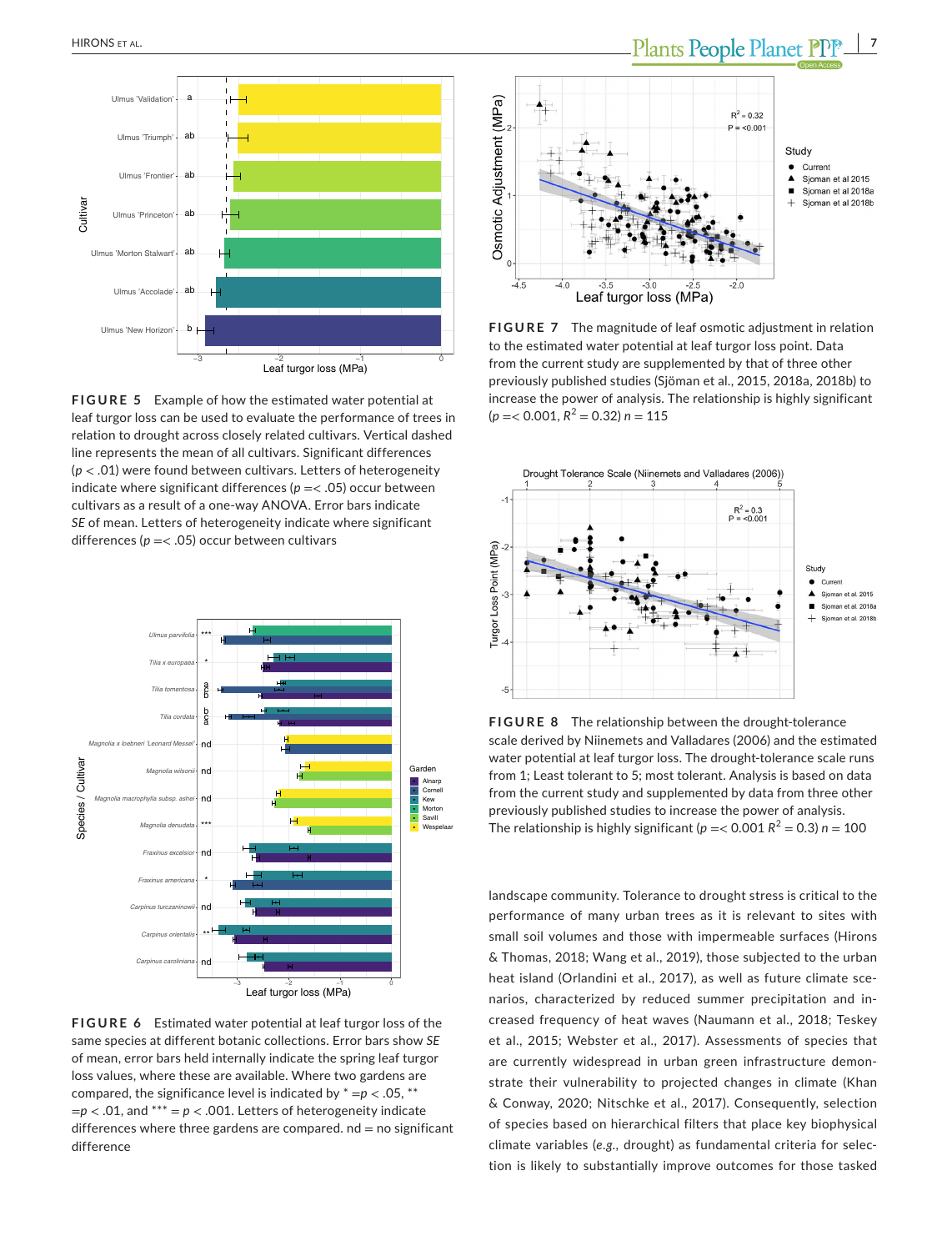Ulmus 'Validation' a
Ulmus 'Triumph' ab
Ulmus 'Frontier' ab
Ulmus 'Princeton' ab
Ulmus 'Morton Stalwart' ab
Ulmus 'Accolade' ab
Ulmus 'New Horizon' b

Cultivar

-3 -2 -1 0

Leaf turgor loss (MPa)

**FIGURE 5** Example of how the estimated water potential at leaf turgor loss can be used to evaluate the performance of trees in relation to drought across closely related cultivars. Vertical dashed line represents the mean of all cultivars. Significant differences ($p < .01$) were found between cultivars. Letters of heterogeneity indicate where significant differences ($p =< .05$) occur between cultivars as a result of a one-way ANOVA. Error bars indicate *SE* of mean. Letters of heterogeneity indicate where significant differences ($p =< .05$) occur between cultivars

Ulmus parvifolia ***
Tilia x europaea *
Tilia tomentosa a b
Tilia cordata b a
Magnolia x loebneri 'Leonard Messel' nd
Magnolia wilsonii nd
Magnolia macrophylla subsp. ashei nd
Magnolia denudata ***
Fraxinus excelsior nd
Fraxinus americana *
Carpinus turczaninowii nd
Carpinus orientalis **
Carpinus caroliniana nd

Species / Cultivar

-3 -2 -1 0

Leaf turgor loss (MPa)

Garden
Alnarp
Cornell
Kew
Morton
Savill
Wespelaar

**FIGURE 6** Estimated water potential at leaf turgor loss of the same species at different botanic collections. Error bars show *SE* of mean, error bars held internally indicate the spring leaf turgor loss values, where these are available. Where two gardens are compared, the significance level is indicated by * $=p < .05$, ** $=p < .01$, and *** $= p < .001$. Letters of heterogeneity indicate differences where three gardens are compared. nd = no significant difference

Osmotic Adjustment (MPa)

$R^2 = 0.32$
P = <0.001

-4.5 -4.0 -3.5 -3.0 -2.5 -2.0

Leaf turgor loss (MPa)

Study
Current
Sjoman et al 2015
Sjoman et al 2018a
Sjoman et al 2018b

**FIGURE 7** The magnitude of leaf osmotic adjustment in relation to the estimated water potential at leaf turgor loss point. Data from the current study are supplemented by that of three other previously published studies (Sjöman et al., 2015, 2018a, 2018b) to increase the power of analysis. The relationship is highly significant ($p =< 0.001$, $R^2 = 0.32$) $n = 115$

Drought Tolerance Scale (Niinemets and Valladares (2006))
1 2 3 4 5

Turgor Loss Point (MPa)

$R^2 = 0.3$
P = <0.001

Study
Current
Sjoman et al. 2015
Sjoman et al. 2018a
Sjoman et al. 2018b

**FIGURE 8** The relationship between the drought-tolerance scale derived by Niinemets and Valladares (2006) and the estimated water potential at leaf turgor loss. The drought-tolerance scale runs from 1; Least tolerant to 5; most tolerant. Analysis is based on data from the current study and supplemented by data from three other previously published studies to increase the power of analysis. The relationship is highly significant ($p =< 0.001$ $R^2 = 0.3$) $n = 100$

landscape community. Tolerance to drought stress is critical to the performance of many urban trees as it is relevant to sites with small soil volumes and those with impermeable surfaces (Hirons & Thomas, 2018; Wang et al., 2019), those subjected to the urban heat island (Orlandini et al., 2017), as well as future climate scenarios, characterized by reduced summer precipitation and increased frequency of heat waves (Naumann et al., 2018; Teskey et al., 2015; Webster et al., 2017). Assessments of species that are currently widespread in urban green infrastructure demonstrate their vulnerability to projected changes in climate (Khan & Conway, 2020; Nitschke et al., 2017). Consequently, selection of species based on hierarchical filters that place key biophysical climate variables (*e.g.*, drought) as fundamental criteria for selection is likely to substantially improve outcomes for those tasked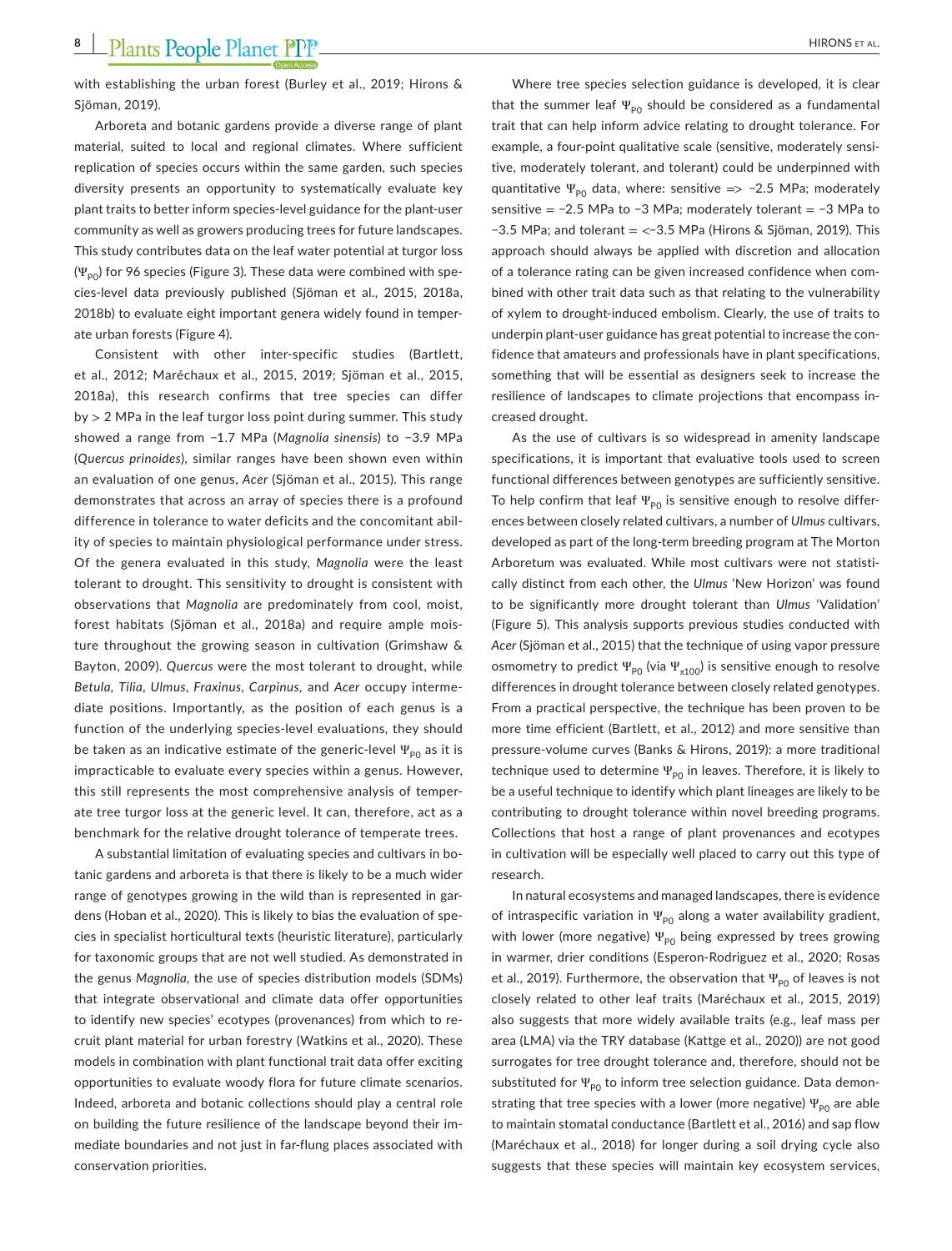with establishing the urban forest (Burley et al., 2019; Hirons & Sjöman, 2019).

Arboreta and botanic gardens provide a diverse range of plant material, suited to local and regional climates. Where sufficient replication of species occurs within the same garden, such species diversity presents an opportunity to systematically evaluate key plant traits to better inform species-level guidance for the plant-user community as well as growers producing trees for future landscapes. This study contributes data on the leaf water potential at turgor loss ($\Psi_{P0}$) for 96 species (Figure 3). These data were combined with species-level data previously published (Sjöman et al., 2015, 2018a, 2018b) to evaluate eight important genera widely found in temperate urban forests (Figure 4).

Consistent with other inter-specific studies (Bartlett, et al., 2012; Maréchaux et al., 2015, 2019; Sjöman et al., 2015, 2018a), this research confirms that tree species can differ by > 2 MPa in the leaf turgor loss point during summer. This study showed a range from −1.7 MPa (*Magnolia sinensis*) to −3.9 MPa (*Quercus prinoides*), similar ranges have been shown even within an evaluation of one genus, *Acer* (Sjöman et al., 2015). This range demonstrates that across an array of species there is a profound difference in tolerance to water deficits and the concomitant ability of species to maintain physiological performance under stress. Of the genera evaluated in this study, *Magnolia* were the least tolerant to drought. This sensitivity to drought is consistent with observations that *Magnolia* are predominately from cool, moist, forest habitats (Sjöman et al., 2018a) and require ample moisture throughout the growing season in cultivation (Grimshaw & Bayton, 2009). *Quercus* were the most tolerant to drought, while *Betula*, *Tilia*, *Ulmus*, *Fraxinus*, *Carpinus*, and *Acer* occupy intermediate positions. Importantly, as the position of each genus is a function of the underlying species-level evaluations, they should be taken as an indicative estimate of the generic-level $\Psi_{P0}$ as it is impracticable to evaluate every species within a genus. However, this still represents the most comprehensive analysis of temperate tree turgor loss at the generic level. It can, therefore, act as a benchmark for the relative drought tolerance of temperate trees.

A substantial limitation of evaluating species and cultivars in botanic gardens and arboreta is that there is likely to be a much wider range of genotypes growing in the wild than is represented in gardens (Hoban et al., 2020). This is likely to bias the evaluation of species in specialist horticultural texts (heuristic literature), particularly for taxonomic groups that are not well studied. As demonstrated in the genus *Magnolia*, the use of species distribution models (SDMs) that integrate observational and climate data offer opportunities to identify new species' ecotypes (provenances) from which to recruit plant material for urban forestry (Watkins et al., 2020). These models in combination with plant functional trait data offer exciting opportunities to evaluate woody flora for future climate scenarios. Indeed, arboreta and botanic collections should play a central role on building the future resilience of the landscape beyond their immediate boundaries and not just in far-flung places associated with conservation priorities.

Where tree species selection guidance is developed, it is clear that the summer leaf $\Psi_{P0}$ should be considered as a fundamental trait that can help inform advice relating to drought tolerance. For example, a four-point qualitative scale (sensitive, moderately sensitive, moderately tolerant, and tolerant) could be underpinned with quantitative $\Psi_{P0}$ data, where: sensitive => −2.5 MPa; moderately sensitive = −2.5 MPa to −3 MPa; moderately tolerant = −3 MPa to −3.5 MPa; and tolerant = <−3.5 MPa (Hirons & Sjöman, 2019). This approach should always be applied with discretion and allocation of a tolerance rating can be given increased confidence when combined with other trait data such as that relating to the vulnerability of xylem to drought-induced embolism. Clearly, the use of traits to underpin plant-user guidance has great potential to increase the confidence that amateurs and professionals have in plant specifications, something that will be essential as designers seek to increase the resilience of landscapes to climate projections that encompass increased drought.

As the use of cultivars is so widespread in amenity landscape specifications, it is important that evaluative tools used to screen functional differences between genotypes are sufficiently sensitive. To help confirm that leaf $\Psi_{P0}$ is sensitive enough to resolve differences between closely related cultivars, a number of *Ulmus* cultivars, developed as part of the long-term breeding program at The Morton Arboretum was evaluated. While most cultivars were not statistically distinct from each other, the *Ulmus* 'New Horizon' was found to be significantly more drought tolerant than *Ulmus* 'Validation' (Figure 5). This analysis supports previous studies conducted with *Acer* (Sjöman et al., 2015) that the technique of using vapor pressure osmometry to predict $\Psi_{P0}$ (via $\Psi_{\pi100}$) is sensitive enough to resolve differences in drought tolerance between closely related genotypes. From a practical perspective, the technique has been proven to be more time efficient (Bartlett, et al., 2012) and more sensitive than pressure-volume curves (Banks & Hirons, 2019): a more traditional technique used to determine $\Psi_{P0}$ in leaves. Therefore, it is likely to be a useful technique to identify which plant lineages are likely to be contributing to drought tolerance within novel breeding programs. Collections that host a range of plant provenances and ecotypes in cultivation will be especially well placed to carry out this type of research.

In natural ecosystems and managed landscapes, there is evidence of intraspecific variation in $\Psi_{P0}$ along a water availability gradient, with lower (more negative) $\Psi_{P0}$ being expressed by trees growing in warmer, drier conditions (Esperon-Rodriguez et al., 2020; Rosas et al., 2019). Furthermore, the observation that $\Psi_{P0}$ of leaves is not closely related to other leaf traits (Maréchaux et al., 2015, 2019) also suggests that more widely available traits (e.g., leaf mass per area (LMA) via the TRY database (Kattge et al., 2020)) are not good surrogates for tree drought tolerance and, therefore, should not be substituted for $\Psi_{P0}$ to inform tree selection guidance. Data demonstrating that tree species with a lower (more negative) $\Psi_{P0}$ are able to maintain stomatal conductance (Bartlett et al., 2016) and sap flow (Maréchaux et al., 2018) for longer during a soil drying cycle also suggests that these species will maintain key ecosystem services,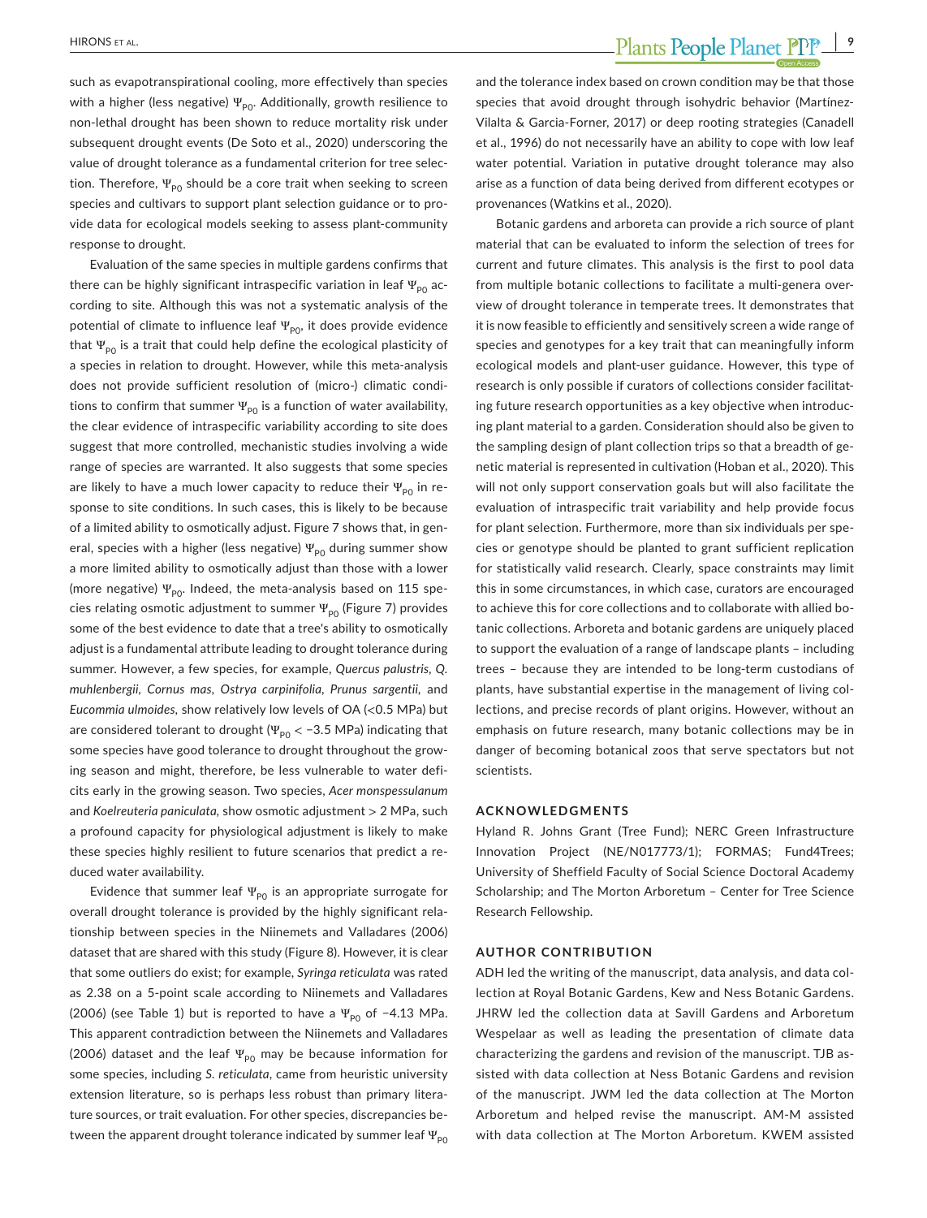such as evapotranspirational cooling, more effectively than species with a higher (less negative) $\Psi_{P0}$. Additionally, growth resilience to non-lethal drought has been shown to reduce mortality risk under subsequent drought events (De Soto et al., 2020) underscoring the value of drought tolerance as a fundamental criterion for tree selection. Therefore, $\Psi_{P0}$ should be a core trait when seeking to screen species and cultivars to support plant selection guidance or to provide data for ecological models seeking to assess plant-community response to drought.

Evaluation of the same species in multiple gardens confirms that there can be highly significant intraspecific variation in leaf $\Psi_{P0}$ according to site. Although this was not a systematic analysis of the potential of climate to influence leaf $\Psi_{P0}$, it does provide evidence that $\Psi_{P0}$ is a trait that could help define the ecological plasticity of a species in relation to drought. However, while this meta-analysis does not provide sufficient resolution of (micro-) climatic conditions to confirm that summer $\Psi_{P0}$ is a function of water availability, the clear evidence of intraspecific variability according to site does suggest that more controlled, mechanistic studies involving a wide range of species are warranted. It also suggests that some species are likely to have a much lower capacity to reduce their $\Psi_{P0}$ in response to site conditions. In such cases, this is likely to be because of a limited ability to osmotically adjust. Figure 7 shows that, in general, species with a higher (less negative) $\Psi_{P0}$ during summer show a more limited ability to osmotically adjust than those with a lower (more negative) $\Psi_{P0}$. Indeed, the meta-analysis based on 115 species relating osmotic adjustment to summer $\Psi_{P0}$ (Figure 7) provides some of the best evidence to date that a tree's ability to osmotically adjust is a fundamental attribute leading to drought tolerance during summer. However, a few species, for example, *Quercus palustris*, *Q. muhlenbergii*, *Cornus mas*, *Ostrya carpinifolia*, *Prunus sargentii*, and *Eucommia ulmoides*, show relatively low levels of OA (<0.5 MPa) but are considered tolerant to drought ($\Psi_{P0}$ < −3.5 MPa) indicating that some species have good tolerance to drought throughout the growing season and might, therefore, be less vulnerable to water deficits early in the growing season. Two species, *Acer monspessulanum* and *Koelreuteria paniculata*, show osmotic adjustment > 2 MPa, such a profound capacity for physiological adjustment is likely to make these species highly resilient to future scenarios that predict a reduced water availability.

Evidence that summer leaf $\Psi_{P0}$ is an appropriate surrogate for overall drought tolerance is provided by the highly significant relationship between species in the Niinemets and Valladares (2006) dataset that are shared with this study (Figure 8). However, it is clear that some outliers do exist; for example, *Syringa reticulata* was rated as 2.38 on a 5-point scale according to Niinemets and Valladares (2006) (see Table 1) but is reported to have a $\Psi_{P0}$ of −4.13 MPa. This apparent contradiction between the Niinemets and Valladares (2006) dataset and the leaf $\Psi_{P0}$ may be because information for some species, including *S. reticulata*, came from heuristic university extension literature, so is perhaps less robust than primary literature sources, or trait evaluation. For other species, discrepancies between the apparent drought tolerance indicated by summer leaf $\Psi_{P0}$ and the tolerance index based on crown condition may be that those species that avoid drought through isohydric behavior (Martínez-Vilalta & Garcia-Forner, 2017) or deep rooting strategies (Canadell et al., 1996) do not necessarily have an ability to cope with low leaf water potential. Variation in putative drought tolerance may also arise as a function of data being derived from different ecotypes or provenances (Watkins et al., 2020).

Botanic gardens and arboreta can provide a rich source of plant material that can be evaluated to inform the selection of trees for current and future climates. This analysis is the first to pool data from multiple botanic collections to facilitate a multi-genera overview of drought tolerance in temperate trees. It demonstrates that it is now feasible to efficiently and sensitively screen a wide range of species and genotypes for a key trait that can meaningfully inform ecological models and plant-user guidance. However, this type of research is only possible if curators of collections consider facilitating future research opportunities as a key objective when introducing plant material to a garden. Consideration should also be given to the sampling design of plant collection trips so that a breadth of genetic material is represented in cultivation (Hoban et al., 2020). This will not only support conservation goals but will also facilitate the evaluation of intraspecific trait variability and help provide focus for plant selection. Furthermore, more than six individuals per species or genotype should be planted to grant sufficient replication for statistically valid research. Clearly, space constraints may limit this in some circumstances, in which case, curators are encouraged to achieve this for core collections and to collaborate with allied botanic collections. Arboreta and botanic gardens are uniquely placed to support the evaluation of a range of landscape plants – including trees – because they are intended to be long-term custodians of plants, have substantial expertise in the management of living collections, and precise records of plant origins. However, without an emphasis on future research, many botanic collections may be in danger of becoming botanical zoos that serve spectators but not scientists.

## ACKNOWLEDGMENTS

Hyland R. Johns Grant (Tree Fund); NERC Green Infrastructure Innovation Project (NE/N017773/1); FORMAS; Fund4Trees; University of Sheffield Faculty of Social Science Doctoral Academy Scholarship; and The Morton Arboretum – Center for Tree Science Research Fellowship.

## AUTHOR CONTRIBUTION

ADH led the writing of the manuscript, data analysis, and data collection at Royal Botanic Gardens, Kew and Ness Botanic Gardens. JHRW led the collection data at Savill Gardens and Arboretum Wespelaar as well as leading the presentation of climate data characterizing the gardens and revision of the manuscript. TJB assisted with data collection at Ness Botanic Gardens and revision of the manuscript. JWM led the data collection at The Morton Arboretum and helped revise the manuscript. AM-M assisted with data collection at The Morton Arboretum. KWEM assisted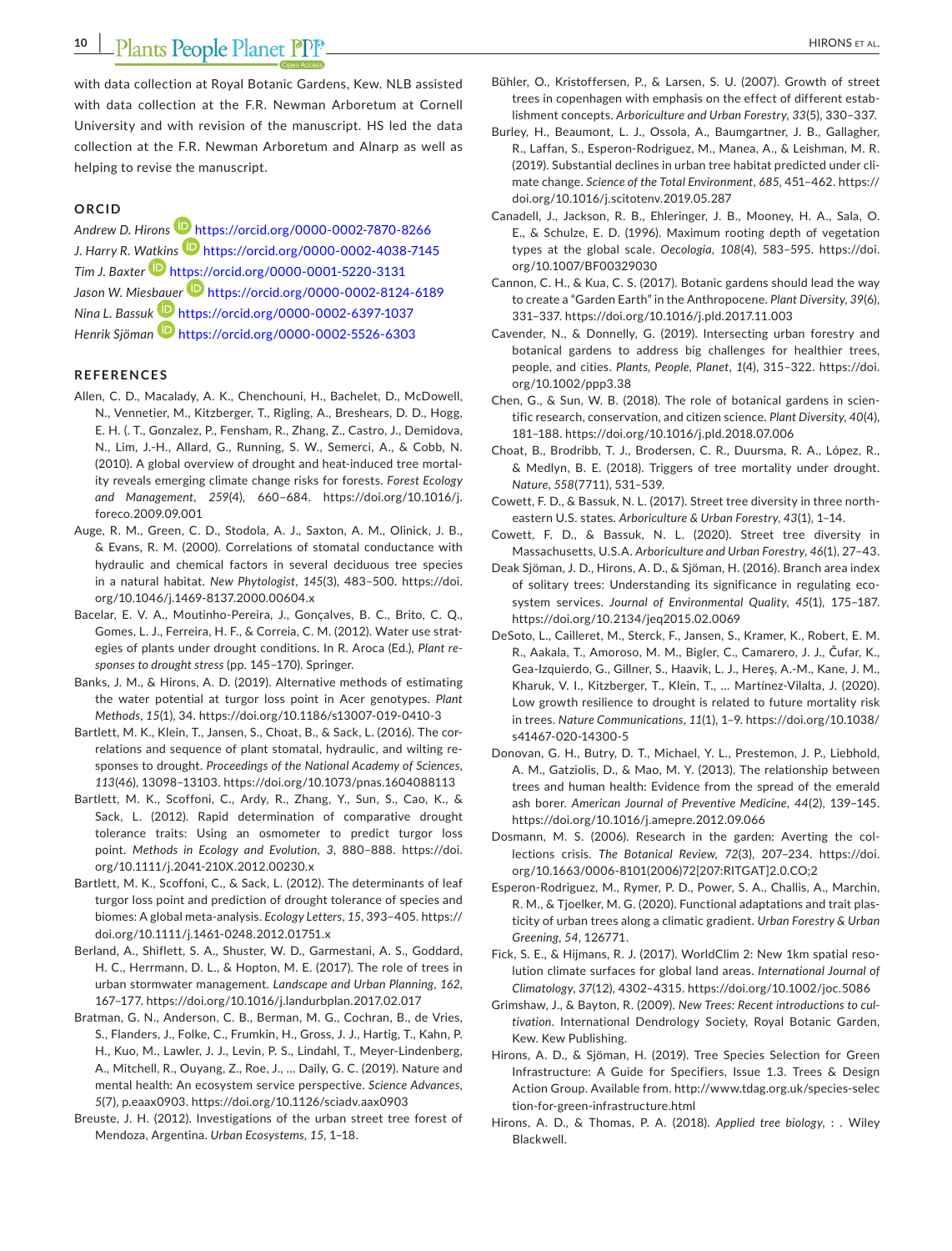with data collection at Royal Botanic Gardens, Kew. NLB assisted with data collection at the F.R. Newman Arboretum at Cornell University and with revision of the manuscript. HS led the data collection at the F.R. Newman Arboretum and Alnarp as well as helping to revise the manuscript.

## ORCID

*Andrew D. Hirons* https://orcid.org/0000-0002-7870-8266
*J. Harry R. Watkins* https://orcid.org/0000-0002-4038-7145
*Tim J. Baxter* https://orcid.org/0000-0001-5220-3131
*Jason W. Miesbauer* https://orcid.org/0000-0002-8124-6189
*Nina L. Bassuk* https://orcid.org/0000-0002-6397-1037
*Henrik Sjöman* https://orcid.org/0000-0002-5526-6303

## REFERENCES

Allen, C. D., Macalady, A. K., Chenchouni, H., Bachelet, D., McDowell, N., Vennetier, M., Kitzberger, T., Rigling, A., Breshears, D. D., Hogg, E. H. (. T., Gonzalez, P., Fensham, R., Zhang, Z., Castro, J., Demidova, N., Lim, J.-H., Allard, G., Running, S. W., Semerci, A., & Cobb, N. (2010). A global overview of drought and heat-induced tree mortality reveals emerging climate change risks for forests. *Forest Ecology and Management*, *259*(4), 660–684. https://doi.org/10.1016/j.foreco.2009.09.001

Auge, R. M., Green, C. D., Stodola, A. J., Saxton, A. M., Olinick, J. B., & Evans, R. M. (2000). Correlations of stomatal conductance with hydraulic and chemical factors in several deciduous tree species in a natural habitat. *New Phytologist*, *145*(3), 483–500. https://doi.org/10.1046/j.1469-8137.2000.00604.x

Bacelar, E. V. A., Moutinho-Pereira, J., Gonçalves, B. C., Brito, C. Q., Gomes, L. J., Ferreira, H. F., & Correia, C. M. (2012). Water use strategies of plants under drought conditions. In R. Aroca (Ed.), *Plant responses to drought stress* (pp. 145–170). Springer.

Banks, J. M., & Hirons, A. D. (2019). Alternative methods of estimating the water potential at turgor loss point in Acer genotypes. *Plant Methods*, *15*(1), 34. https://doi.org/10.1186/s13007-019-0410-3

Bartlett, M. K., Klein, T., Jansen, S., Choat, B., & Sack, L. (2016). The correlations and sequence of plant stomatal, hydraulic, and wilting responses to drought. *Proceedings of the National Academy of Sciences*, *113*(46), 13098–13103. https://doi.org/10.1073/pnas.1604088113

Bartlett, M. K., Scoffoni, C., Ardy, R., Zhang, Y., Sun, S., Cao, K., & Sack, L. (2012). Rapid determination of comparative drought tolerance traits: Using an osmometer to predict turgor loss point. *Methods in Ecology and Evolution*, *3*, 880–888. https://doi.org/10.1111/j.2041-210X.2012.00230.x

Bartlett, M. K., Scoffoni, C., & Sack, L. (2012). The determinants of leaf turgor loss point and prediction of drought tolerance of species and biomes: A global meta-analysis. *Ecology Letters*, *15*, 393–405. https://doi.org/10.1111/j.1461-0248.2012.01751.x

Berland, A., Shiflett, S. A., Shuster, W. D., Garmestani, A. S., Goddard, H. C., Herrmann, D. L., & Hopton, M. E. (2017). The role of trees in urban stormwater management. *Landscape and Urban Planning*, *162*, 167–177. https://doi.org/10.1016/j.landurbplan.2017.02.017

Bratman, G. N., Anderson, C. B., Berman, M. G., Cochran, B., de Vries, S., Flanders, J., Folke, C., Frumkin, H., Gross, J. J., Hartig, T., Kahn, P. H., Kuo, M., Lawler, J. J., Levin, P. S., Lindahl, T., Meyer-Lindenberg, A., Mitchell, R., Ouyang, Z., Roe, J., … Daily, G. C. (2019). Nature and mental health: An ecosystem service perspective. *Science Advances*, *5*(7), p.eaax0903. https://doi.org/10.1126/sciadv.aax0903

Breuste, J. H. (2012). Investigations of the urban street tree forest of Mendoza, Argentina. *Urban Ecosystems*, *15*, 1–18.

Bühler, O., Kristoffersen, P., & Larsen, S. U. (2007). Growth of street trees in copenhagen with emphasis on the effect of different establishment concepts. *Arboriculture and Urban Forestry*, *33*(5), 330–337.

Burley, H., Beaumont, L. J., Ossola, A., Baumgartner, J. B., Gallagher, R., Laffan, S., Esperon-Rodriguez, M., Manea, A., & Leishman, M. R. (2019). Substantial declines in urban tree habitat predicted under climate change. *Science of the Total Environment*, *685*, 451–462. https://doi.org/10.1016/j.scitotenv.2019.05.287

Canadell, J., Jackson, R. B., Ehleringer, J. B., Mooney, H. A., Sala, O. E., & Schulze, E. D. (1996). Maximum rooting depth of vegetation types at the global scale. *Oecologia*, *108*(4), 583–595. https://doi.org/10.1007/BF00329030

Cannon, C. H., & Kua, C. S. (2017). Botanic gardens should lead the way to create a "Garden Earth" in the Anthropocene. *Plant Diversity*, *39*(6), 331–337. https://doi.org/10.1016/j.pld.2017.11.003

Cavender, N., & Donnelly, G. (2019). Intersecting urban forestry and botanical gardens to address big challenges for healthier trees, people, and cities. *Plants, People, Planet*, *1*(4), 315–322. https://doi.org/10.1002/ppp3.38

Chen, G., & Sun, W. B. (2018). The role of botanical gardens in scientific research, conservation, and citizen science. *Plant Diversity*, *40*(4), 181–188. https://doi.org/10.1016/j.pld.2018.07.006

Choat, B., Brodribb, T. J., Brodersen, C. R., Duursma, R. A., López, R., & Medlyn, B. E. (2018). Triggers of tree mortality under drought. *Nature*, *558*(7711), 531–539.

Cowett, F. D., & Bassuk, N. L. (2017). Street tree diversity in three northeastern U.S. states. *Arboriculture & Urban Forestry*, *43*(1), 1–14.

Cowett, F. D., & Bassuk, N. L. (2020). Street tree diversity in Massachusetts, U.S.A. *Arboriculture and Urban Forestry*, *46*(1), 27–43.

Deak Sjöman, J. D., Hirons, A. D., & Sjöman, H. (2016). Branch area index of solitary trees: Understanding its significance in regulating ecosystem services. *Journal of Environmental Quality*, *45*(1), 175–187. https://doi.org/10.2134/jeq2015.02.0069

DeSoto, L., Cailleret, M., Sterck, F., Jansen, S., Kramer, K., Robert, E. M. R., Aakala, T., Amoroso, M. M., Bigler, C., Camarero, J. J., Čufar, K., Gea-Izquierdo, G., Gillner, S., Haavik, L. J., Hereș, A.-M., Kane, J. M., Kharuk, V. I., Kitzberger, T., Klein, T., … Martínez-Vilalta, J. (2020). Low growth resilience to drought is related to future mortality risk in trees. *Nature Communications*, *11*(1), 1–9. https://doi.org/10.1038/s41467-020-14300-5

Donovan, G. H., Butry, D. T., Michael, Y. L., Prestemon, J. P., Liebhold, A. M., Gatziolis, D., & Mao, M. Y. (2013). The relationship between trees and human health: Evidence from the spread of the emerald ash borer. *American Journal of Preventive Medicine*, *44*(2), 139–145. https://doi.org/10.1016/j.amepre.2012.09.066

Dosmann, M. S. (2006). Research in the garden: Averting the collections crisis. *The Botanical Review*, *72*(3), 207–234. https://doi.org/10.1663/0006-8101(2006)72[207:RITGAT]2.0.CO;2

Esperon-Rodriguez, M., Rymer, P. D., Power, S. A., Challis, A., Marchin, R. M., & Tjoelker, M. G. (2020). Functional adaptations and trait plasticity of urban trees along a climatic gradient. *Urban Forestry & Urban Greening*, *54*, 126771.

Fick, S. E., & Hijmans, R. J. (2017). WorldClim 2: New 1km spatial resolution climate surfaces for global land areas. *International Journal of Climatology*, *37*(12), 4302–4315. https://doi.org/10.1002/joc.5086

Grimshaw, J., & Bayton, R. (2009). *New Trees: Recent introductions to cultivation*. International Dendrology Society, Royal Botanic Garden, Kew. Kew Publishing.

Hirons, A. D., & Sjöman, H. (2019). Tree Species Selection for Green Infrastructure: A Guide for Specifiers, Issue 1.3. Trees & Design Action Group. Available from. http://www.tdag.org.uk/species-selection-for-green-infrastructure.html

Hirons, A. D., & Thomas, P. A. (2018). *Applied tree biology*, : . Wiley Blackwell.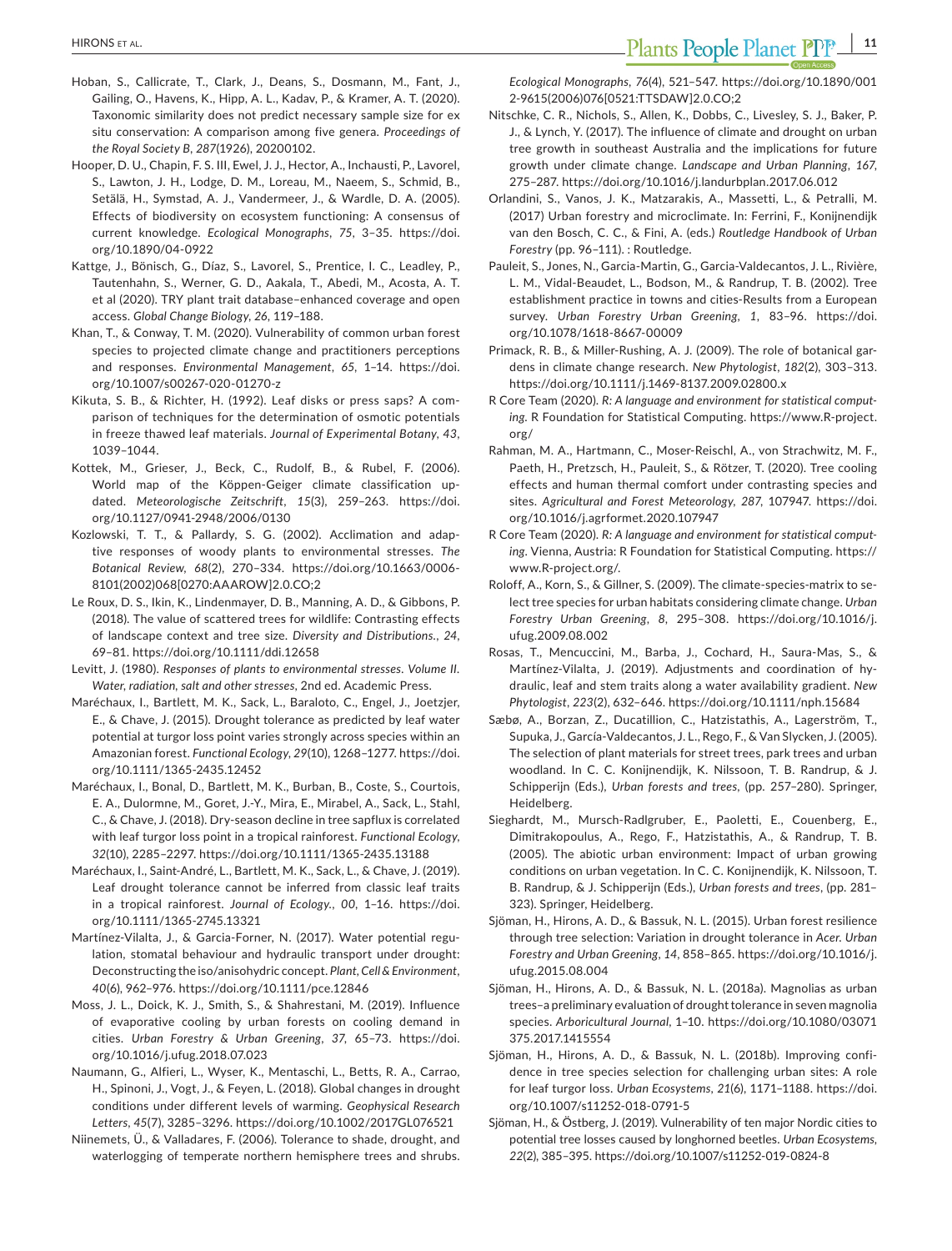Hoban, S., Callicrate, T., Clark, J., Deans, S., Dosmann, M., Fant, J., Gailing, O., Havens, K., Hipp, A. L., Kadav, P., & Kramer, A. T. (2020). Taxonomic similarity does not predict necessary sample size for ex situ conservation: A comparison among five genera. *Proceedings of the Royal Society B*, *287*(1926), 20200102.

Hooper, D. U., Chapin, F. S. III, Ewel, J. J., Hector, A., Inchausti, P., Lavorel, S., Lawton, J. H., Lodge, D. M., Loreau, M., Naeem, S., Schmid, B., Setälä, H., Symstad, A. J., Vandermeer, J., & Wardle, D. A. (2005). Effects of biodiversity on ecosystem functioning: A consensus of current knowledge. *Ecological Monographs*, *75*, 3–35. https://doi.org/10.1890/04-0922

Kattge, J., Bönisch, G., Díaz, S., Lavorel, S., Prentice, I. C., Leadley, P., Tautenhahn, S., Werner, G. D., Aakala, T., Abedi, M., Acosta, A. T. et al (2020). TRY plant trait database–enhanced coverage and open access. *Global Change Biology*, *26*, 119–188.

Khan, T., & Conway, T. M. (2020). Vulnerability of common urban forest species to projected climate change and practitioners perceptions and responses. *Environmental Management*, *65*, 1–14. https://doi.org/10.1007/s00267-020-01270-z

Kikuta, S. B., & Richter, H. (1992). Leaf disks or press saps? A comparison of techniques for the determination of osmotic potentials in freeze thawed leaf materials. *Journal of Experimental Botany*, *43*, 1039–1044.

Kottek, M., Grieser, J., Beck, C., Rudolf, B., & Rubel, F. (2006). World map of the Köppen-Geiger climate classification updated. *Meteorologische Zeitschrift*, *15*(3), 259–263. https://doi.org/10.1127/0941-2948/2006/0130

Kozlowski, T. T., & Pallardy, S. G. (2002). Acclimation and adaptive responses of woody plants to environmental stresses. *The Botanical Review*, *68*(2), 270–334. https://doi.org/10.1663/0006-8101(2002)068[0270:AAAROW]2.0.CO;2

Le Roux, D. S., Ikin, K., Lindenmayer, D. B., Manning, A. D., & Gibbons, P. (2018). The value of scattered trees for wildlife: Contrasting effects of landscape context and tree size. *Diversity and Distributions.*, *24*, 69–81. https://doi.org/10.1111/ddi.12658

Levitt, J. (1980). *Responses of plants to environmental stresses. Volume II. Water, radiation, salt and other stresses*, 2nd ed. Academic Press.

Maréchaux, I., Bartlett, M. K., Sack, L., Baraloto, C., Engel, J., Joetzjer, E., & Chave, J. (2015). Drought tolerance as predicted by leaf water potential at turgor loss point varies strongly across species within an Amazonian forest. *Functional Ecology*, *29*(10), 1268–1277. https://doi.org/10.1111/1365-2435.12452

Maréchaux, I., Bonal, D., Bartlett, M. K., Burban, B., Coste, S., Courtois, E. A., Dulormne, M., Goret, J.-Y., Mira, E., Mirabel, A., Sack, L., Stahl, C., & Chave, J. (2018). Dry-season decline in tree sapflux is correlated with leaf turgor loss point in a tropical rainforest. *Functional Ecology*, *32*(10), 2285–2297. https://doi.org/10.1111/1365-2435.13188

Maréchaux, I., Saint-André, L., Bartlett, M. K., Sack, L., & Chave, J. (2019). Leaf drought tolerance cannot be inferred from classic leaf traits in a tropical rainforest. *Journal of Ecology.*, *00*, 1–16. https://doi.org/10.1111/1365-2745.13321

Martínez-Vilalta, J., & Garcia-Forner, N. (2017). Water potential regulation, stomatal behaviour and hydraulic transport under drought: Deconstructing the iso/anisohydric concept. *Plant, Cell & Environment*, *40*(6), 962–976. https://doi.org/10.1111/pce.12846

Moss, J. L., Doick, K. J., Smith, S., & Shahrestani, M. (2019). Influence of evaporative cooling by urban forests on cooling demand in cities. *Urban Forestry & Urban Greening*, *37*, 65–73. https://doi.org/10.1016/j.ufug.2018.07.023

Naumann, G., Alfieri, L., Wyser, K., Mentaschi, L., Betts, R. A., Carrao, H., Spinoni, J., Vogt, J., & Feyen, L. (2018). Global changes in drought conditions under different levels of warming. *Geophysical Research Letters*, *45*(7), 3285–3296. https://doi.org/10.1002/2017GL076521

Niinemets, Ü., & Valladares, F. (2006). Tolerance to shade, drought, and waterlogging of temperate northern hemisphere trees and shrubs. *Ecological Monographs*, *76*(4), 521–547. https://doi.org/10.1890/0012-9615(2006)076[0521:TTSDAW]2.0.CO;2

Nitschke, C. R., Nichols, S., Allen, K., Dobbs, C., Livesley, S. J., Baker, P. J., & Lynch, Y. (2017). The influence of climate and drought on urban tree growth in southeast Australia and the implications for future growth under climate change. *Landscape and Urban Planning*, *167*, 275–287. https://doi.org/10.1016/j.landurbplan.2017.06.012

Orlandini, S., Vanos, J. K., Matzarakis, A., Massetti, L., & Petralli, M. (2017) Urban forestry and microclimate. In: Ferrini, F., Konijnendijk van den Bosch, C. C., & Fini, A. (eds.) *Routledge Handbook of Urban Forestry* (pp. 96–111). : Routledge.

Pauleit, S., Jones, N., Garcia-Martin, G., Garcia-Valdecantos, J. L., Rivière, L. M., Vidal-Beaudet, L., Bodson, M., & Randrup, T. B. (2002). Tree establishment practice in towns and cities-Results from a European survey. *Urban Forestry Urban Greening*, *1*, 83–96. https://doi.org/10.1078/1618-8667-00009

Primack, R. B., & Miller-Rushing, A. J. (2009). The role of botanical gardens in climate change research. *New Phytologist*, *182*(2), 303–313. https://doi.org/10.1111/j.1469-8137.2009.02800.x

R Core Team (2020). *R: A language and environment for statistical computing*. R Foundation for Statistical Computing. https://www.R-project.org/

Rahman, M. A., Hartmann, C., Moser-Reischl, A., von Strachwitz, M. F., Paeth, H., Pretzsch, H., Pauleit, S., & Rötzer, T. (2020). Tree cooling effects and human thermal comfort under contrasting species and sites. *Agricultural and Forest Meteorology*, *287*, 107947. https://doi.org/10.1016/j.agrformet.2020.107947

R Core Team (2020). *R: A language and environment for statistical computing*. Vienna, Austria: R Foundation for Statistical Computing. https://www.R-project.org/.

Roloff, A., Korn, S., & Gillner, S. (2009). The climate-species-matrix to select tree species for urban habitats considering climate change. *Urban Forestry Urban Greening*, *8*, 295–308. https://doi.org/10.1016/j.ufug.2009.08.002

Rosas, T., Mencuccini, M., Barba, J., Cochard, H., Saura-Mas, S., & Martínez-Vilalta, J. (2019). Adjustments and coordination of hydraulic, leaf and stem traits along a water availability gradient. *New Phytologist*, *223*(2), 632–646. https://doi.org/10.1111/nph.15684

Sæbø, A., Borzan, Z., Ducatillion, C., Hatzistathis, A., Lagerström, T., Supuka, J., García-Valdecantos, J. L., Rego, F., & Van Slycken, J. (2005). The selection of plant materials for street trees, park trees and urban woodland. In C. C. Konijnendijk, K. Nilssoon, T. B. Randrup, & J. Schipperijn (Eds.), *Urban forests and trees*, (pp. 257–280). Springer, Heidelberg.

Sieghardt, M., Mursch-Radlgruber, E., Paoletti, E., Couenberg, E., Dimitrakopoulus, A., Rego, F., Hatzistathis, A., & Randrup, T. B. (2005). The abiotic urban environment: Impact of urban growing conditions on urban vegetation. In C. C. Konijnendijk, K. Nilssoon, T. B. Randrup, & J. Schipperijn (Eds.), *Urban forests and trees*, (pp. 281–323). Springer, Heidelberg.

Sjöman, H., Hirons, A. D., & Bassuk, N. L. (2015). Urban forest resilience through tree selection: Variation in drought tolerance in *Acer*. *Urban Forestry and Urban Greening*, *14*, 858–865. https://doi.org/10.1016/j.ufug.2015.08.004

Sjöman, H., Hirons, A. D., & Bassuk, N. L. (2018a). Magnolias as urban trees–a preliminary evaluation of drought tolerance in seven magnolia species. *Arboricultural Journal*, 1–10. https://doi.org/10.1080/03071375.2017.1415554

Sjöman, H., Hirons, A. D., & Bassuk, N. L. (2018b). Improving confidence in tree species selection for challenging urban sites: A role for leaf turgor loss. *Urban Ecosystems*, *21*(6), 1171–1188. https://doi.org/10.1007/s11252-018-0791-5

Sjöman, H., & Östberg, J. (2019). Vulnerability of ten major Nordic cities to potential tree losses caused by longhorned beetles. *Urban Ecosystems*, *22*(2), 385–395. https://doi.org/10.1007/s11252-019-0824-8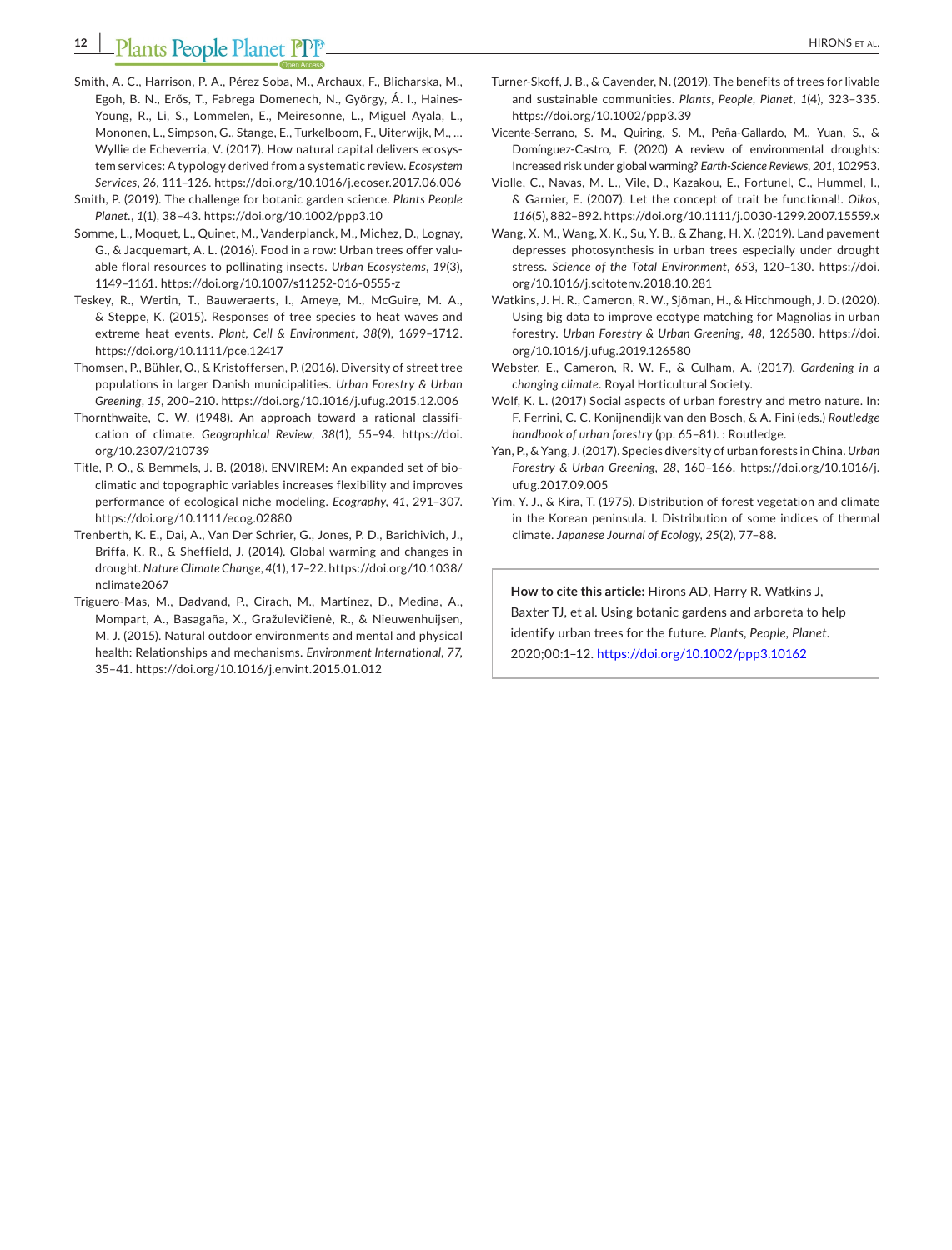Smith, A. C., Harrison, P. A., Pérez Soba, M., Archaux, F., Blicharska, M., Egoh, B. N., Erős, T., Fabrega Domenech, N., György, Á. I., Haines-Young, R., Li, S., Lommelen, E., Meiresonne, L., Miguel Ayala, L., Mononen, L., Simpson, G., Stange, E., Turkelboom, F., Uiterwijk, M., … Wyllie de Echeverria, V. (2017). How natural capital delivers ecosystem services: A typology derived from a systematic review. *Ecosystem Services*, *26*, 111–126. https://doi.org/10.1016/j.ecoser.2017.06.006

Smith, P. (2019). The challenge for botanic garden science. *Plants People Planet.*, *1*(1), 38–43. https://doi.org/10.1002/ppp3.10

Somme, L., Moquet, L., Quinet, M., Vanderplanck, M., Michez, D., Lognay, G., & Jacquemart, A. L. (2016). Food in a row: Urban trees offer valuable floral resources to pollinating insects. *Urban Ecosystems*, *19*(3), 1149–1161. https://doi.org/10.1007/s11252-016-0555-z

Teskey, R., Wertin, T., Bauweraerts, I., Ameye, M., McGuire, M. A., & Steppe, K. (2015). Responses of tree species to heat waves and extreme heat events. *Plant, Cell & Environment*, *38*(9), 1699–1712. https://doi.org/10.1111/pce.12417

Thomsen, P., Bühler, O., & Kristoffersen, P. (2016). Diversity of street tree populations in larger Danish municipalities. *Urban Forestry & Urban Greening*, *15*, 200–210. https://doi.org/10.1016/j.ufug.2015.12.006

Thornthwaite, C. W. (1948). An approach toward a rational classification of climate. *Geographical Review*, *38*(1), 55–94. https://doi.org/10.2307/210739

Title, P. O., & Bemmels, J. B. (2018). ENVIREM: An expanded set of bioclimatic and topographic variables increases flexibility and improves performance of ecological niche modeling. *Ecography*, *41*, 291–307. https://doi.org/10.1111/ecog.02880

Trenberth, K. E., Dai, A., Van Der Schrier, G., Jones, P. D., Barichivich, J., Briffa, K. R., & Sheffield, J. (2014). Global warming and changes in drought. *Nature Climate Change*, *4*(1), 17–22. https://doi.org/10.1038/nclimate2067

Triguero-Mas, M., Dadvand, P., Cirach, M., Martínez, D., Medina, A., Mompart, A., Basagaña, X., Gražulevičienė, R., & Nieuwenhuijsen, M. J. (2015). Natural outdoor environments and mental and physical health: Relationships and mechanisms. *Environment International*, *77*, 35–41. https://doi.org/10.1016/j.envint.2015.01.012

Turner-Skoff, J. B., & Cavender, N. (2019). The benefits of trees for livable and sustainable communities. *Plants, People, Planet*, *1*(4), 323–335. https://doi.org/10.1002/ppp3.39

Vicente-Serrano, S. M., Quiring, S. M., Peña-Gallardo, M., Yuan, S., & Domínguez-Castro, F. (2020) A review of environmental droughts: Increased risk under global warming? *Earth-Science Reviews*, *201*, 102953.

Violle, C., Navas, M. L., Vile, D., Kazakou, E., Fortunel, C., Hummel, I., & Garnier, E. (2007). Let the concept of trait be functional!. *Oikos*, *116*(5), 882–892. https://doi.org/10.1111/j.0030-1299.2007.15559.x

Wang, X. M., Wang, X. K., Su, Y. B., & Zhang, H. X. (2019). Land pavement depresses photosynthesis in urban trees especially under drought stress. *Science of the Total Environment*, *653*, 120–130. https://doi.org/10.1016/j.scitotenv.2018.10.281

Watkins, J. H. R., Cameron, R. W., Sjöman, H., & Hitchmough, J. D. (2020). Using big data to improve ecotype matching for Magnolias in urban forestry. *Urban Forestry & Urban Greening*, *48*, 126580. https://doi.org/10.1016/j.ufug.2019.126580

Webster, E., Cameron, R. W. F., & Culham, A. (2017). *Gardening in a changing climate*. Royal Horticultural Society.

Wolf, K. L. (2017) Social aspects of urban forestry and metro nature. In: F. Ferrini, C. C. Konijnendijk van den Bosch, & A. Fini (eds.) *Routledge handbook of urban forestry* (pp. 65–81). : Routledge.

Yan, P., & Yang, J. (2017). Species diversity of urban forests in China. *Urban Forestry & Urban Greening*, *28*, 160–166. https://doi.org/10.1016/j.ufug.2017.09.005

Yim, Y. J., & Kira, T. (1975). Distribution of forest vegetation and climate in the Korean peninsula. I. Distribution of some indices of thermal climate. *Japanese Journal of Ecology*, *25*(2), 77–88.

**How to cite this article:** Hirons AD, Harry R. Watkins J, Baxter TJ, et al. Using botanic gardens and arboreta to help identify urban trees for the future. *Plants, People, Planet*. 2020;00:1–12. https://doi.org/10.1002/ppp3.10162